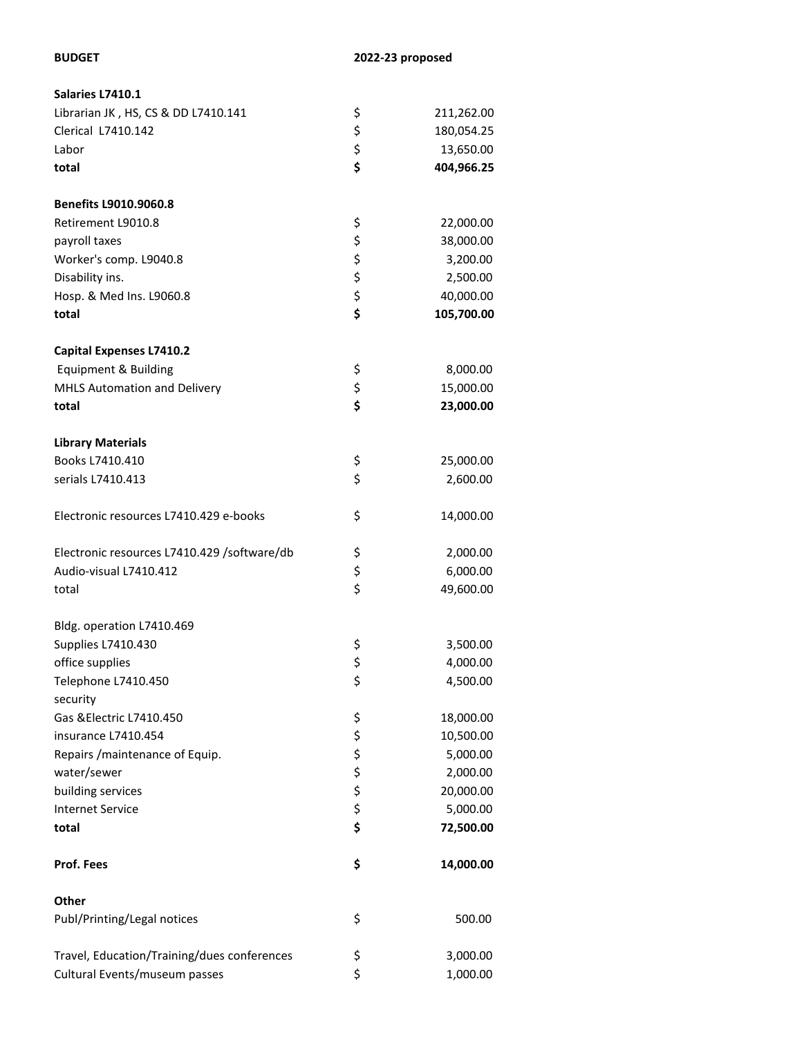| BUDGET | | 2022-23 proposed |
|---|---|---|
| **Salaries L7410.1** | | |
| Librarian JK , HS, CS & DD L7410.141 | $ | 211,262.00 |
| Clerical L7410.142 | $ | 180,054.25 |
| Labor | $ | 13,650.00 |
| **total** | **$** | **404,966.25** |
| | | |
| **Benefits L9010.9060.8** | | |
| Retirement L9010.8 | $ | 22,000.00 |
| payroll taxes | $ | 38,000.00 |
| Worker's comp. L9040.8 | $ | 3,200.00 |
| Disability ins. | $ | 2,500.00 |
| Hosp. & Med Ins. L9060.8 | $ | 40,000.00 |
| **total** | **$** | **105,700.00** |
| | | |
| **Capital Expenses L7410.2** | | |
| Equipment & Building | $ | 8,000.00 |
| MHLS Automation and Delivery | $ | 15,000.00 |
| **total** | **$** | **23,000.00** |
| | | |
| **Library Materials** | | |
| Books L7410.410 | $ | 25,000.00 |
| serials L7410.413 | $ | 2,600.00 |
| | | |
| Electronic resources L7410.429 e-books | $ | 14,000.00 |
| | | |
| Electronic resources L7410.429 /software/db | $ | 2,000.00 |
| Audio-visual L7410.412 | $ | 6,000.00 |
| total | $ | 49,600.00 |
| | | |
| Bldg. operation L7410.469 | | |
| Supplies L7410.430 | $ | 3,500.00 |
| office supplies | $ | 4,000.00 |
| Telephone L7410.450 | $ | 4,500.00 |
| security | | |
| Gas &Electric L7410.450 | $ | 18,000.00 |
| insurance L7410.454 | $ | 10,500.00 |
| Repairs /maintenance of Equip. | $ | 5,000.00 |
| water/sewer | $ | 2,000.00 |
| building services | $ | 20,000.00 |
| Internet Service | $ | 5,000.00 |
| **total** | **$** | **72,500.00** |
| | | |
| **Prof. Fees** | **$** | **14,000.00** |
| | | |
| **Other** | | |
| Publ/Printing/Legal notices | $ | 500.00 |
| | | |
| Travel, Education/Training/dues conferences | $ | 3,000.00 |
| Cultural Events/museum passes | $ | 1,000.00 |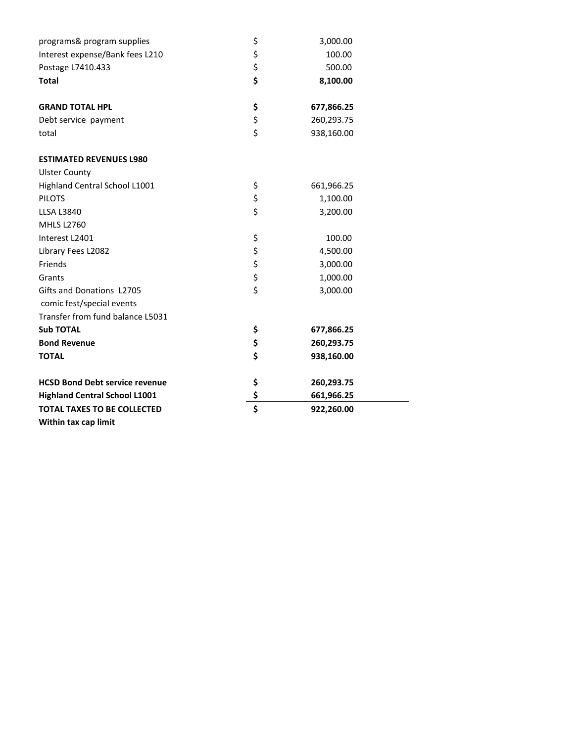| | | |
|---|---|---|
| programs& program supplies | $ | 3,000.00 |
| Interest expense/Bank fees L210 | $ | 100.00 |
| Postage L7410.433 | $ | 500.00 |
| **Total** | **$** | **8,100.00** |
| | | |
| **GRAND TOTAL HPL** | **$** | **677,866.25** |
| Debt service payment | $ | 260,293.75 |
| total | $ | 938,160.00 |
| | | |
| **ESTIMATED REVENUES L980** | | |
| Ulster County | | |
| Highland Central School L1001 | $ | 661,966.25 |
| PILOTS | $ | 1,100.00 |
| LLSA L3840 | $ | 3,200.00 |
| MHLS L2760 | | |
| Interest L2401 | $ | 100.00 |
| Library Fees L2082 | $ | 4,500.00 |
| Friends | $ | 3,000.00 |
| Grants | $ | 1,000.00 |
| Gifts and Donations L2705 | $ | 3,000.00 |
| comic fest/special events | | |
| Transfer from fund balance L5031 | | |
| **Sub TOTAL** | **$** | **677,866.25** |
| **Bond Revenue** | **$** | **260,293.75** |
| **TOTAL** | **$** | **938,160.00** |
| | | |
| **HCSD Bond Debt service revenue** | **$** | **260,293.75** |
| **Highland Central School L1001** | **$** | **661,966.25** |
| **TOTAL TAXES TO BE COLLECTED** | **$** | **922,260.00** |
| **Within tax cap limit** | | |